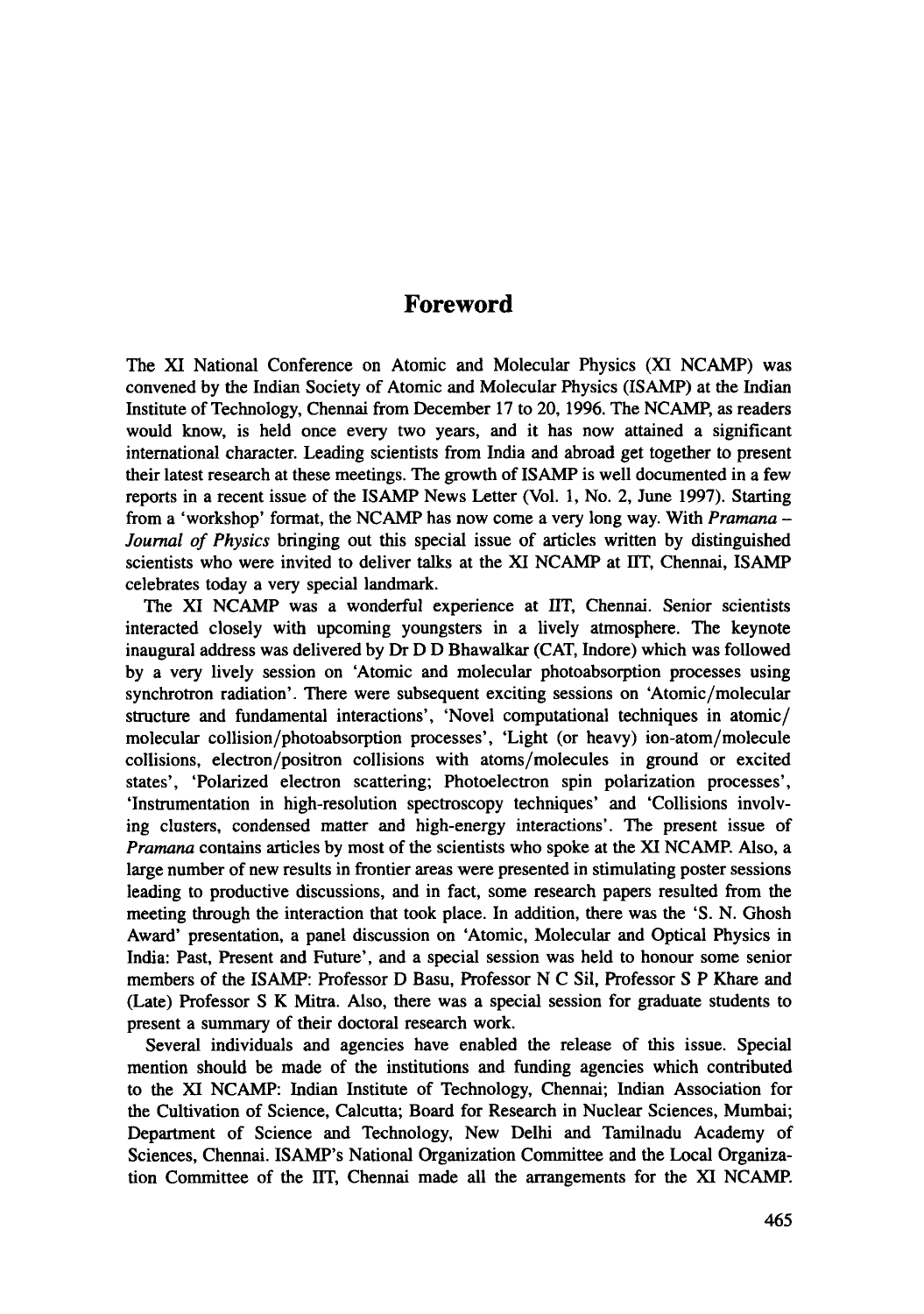# Foreword

The XI National Conference on Atomic and Molecular Physics (XI NCAMP) was convened by the Indian Society of Atomic and Molecular Physics (ISAMP) at the Indian Institute of Technology, Chennai from December 17 to 20, 1996. The NCAMP, as readers would know, is held once every two years, and it has now attained a significant international character. Leading scientists from India and abroad get together to present their latest research at these meetings. The growth of ISAMP is well documented in a few reports in a recent issue of the ISAMP News Letter (Vol. 1, No. 2, June 1997). Starting from a 'workshop' format, the NCAMP has now come a very long way. With *Pramana – Journal of Physics* bringing out this special issue of articles written by distinguished scientists who were invited to deliver talks at the XI NCAMP at IIT, Chennai, ISAMP celebrates today a very special landmark.

The XI NCAMP was a wonderful experience at IIT, Chennai. Senior scientists interacted closely with upcoming youngsters in a lively atmosphere. The keynote inaugural address was delivered by Dr D D Bhawalkar (CAT, Indore) which was followed by a very lively session on 'Atomic and molecular photoabsorption processes using synchrotron radiation'. There were subsequent exciting sessions on 'Atomic/molecular structure and fundamental interactions', 'Novel computational techniques in atomic/molecular collision/photoabsorption processes', 'Light (or heavy) ion-atom/molecule collisions, electron/positron collisions with atoms/molecules in ground or excited states', 'Polarized electron scattering; Photoelectron spin polarization processes', 'Instrumentation in high-resolution spectroscopy techniques' and 'Collisions involving clusters, condensed matter and high-energy interactions'. The present issue of *Pramana* contains articles by most of the scientists who spoke at the XI NCAMP. Also, a large number of new results in frontier areas were presented in stimulating poster sessions leading to productive discussions, and in fact, some research papers resulted from the meeting through the interaction that took place. In addition, there was the 'S. N. Ghosh Award' presentation, a panel discussion on 'Atomic, Molecular and Optical Physics in India: Past, Present and Future', and a special session was held to honour some senior members of the ISAMP: Professor D Basu, Professor N C Sil, Professor S P Khare and (Late) Professor S K Mitra. Also, there was a special session for graduate students to present a summary of their doctoral research work.

Several individuals and agencies have enabled the release of this issue. Special mention should be made of the institutions and funding agencies which contributed to the XI NCAMP: Indian Institute of Technology, Chennai; Indian Association for the Cultivation of Science, Calcutta; Board for Research in Nuclear Sciences, Mumbai; Department of Science and Technology, New Delhi and Tamilnadu Academy of Sciences, Chennai. ISAMP's National Organization Committee and the Local Organization Committee of the IIT, Chennai made all the arrangements for the XI NCAMP.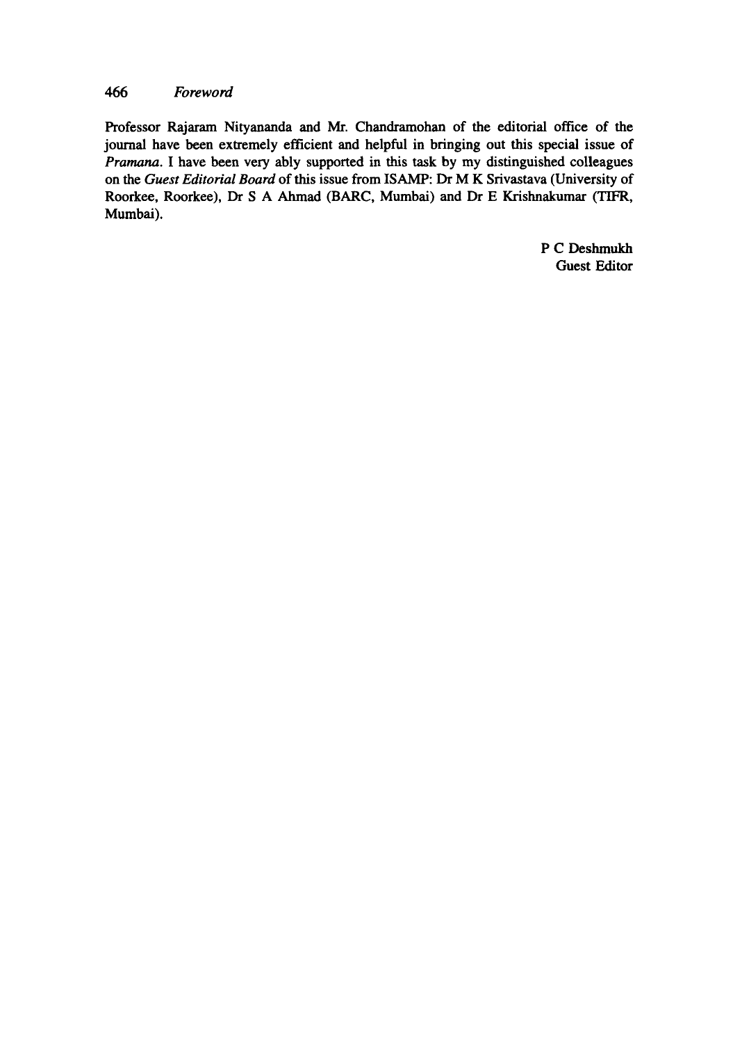Professor Rajaram Nityananda and Mr. Chandramohan of the editorial office of the journal have been extremely efficient and helpful in bringing out this special issue of *Pramana*. I have been very ably supported in this task by my distinguished colleagues on the *Guest Editorial Board* of this issue from ISAMP: Dr M K Srivastava (University of Roorkee, Roorkee), Dr S A Ahmad (BARC, Mumbai) and Dr E Krishnakumar (TIFR, Mumbai).

P C Deshmukh
Guest Editor